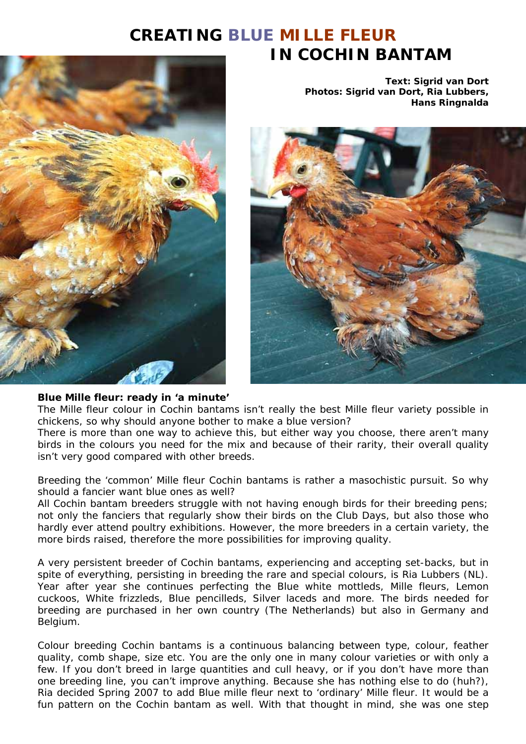# CREATING BLUE MILLE FLEUR IN COCHIN BANTAM

**Text: Sigrid van Dort**
**Photos: Sigrid van Dort, Ria Lubbers, Hans Ringnalda**

**Blue Mille fleur: ready in 'a minute'**

The Mille fleur colour in Cochin bantams isn't really the best Mille fleur variety possible in chickens, so why should anyone bother to make a blue version?

There is more than one way to achieve this, but either way you choose, there aren't many birds in the colours you need for the mix and because of their rarity, their overall quality isn't very good compared with other breeds.

Breeding the 'common' Mille fleur Cochin bantams is rather a masochistic pursuit. So why should a fancier want blue ones as well?

All Cochin bantam breeders struggle with not having enough birds for their breeding pens; not only the fanciers that regularly show their birds on the Club Days, but also those who hardly ever attend poultry exhibitions. However, the more breeders in a certain variety, the more birds raised, therefore the more possibilities for improving quality.

A very persistent breeder of Cochin bantams, experiencing and accepting set-backs, but in spite of everything, persisting in breeding the rare and special colours, is Ria Lubbers (NL). Year after year she continues perfecting the Blue white mottleds, Mille fleurs, Lemon cuckoos, White frizzleds, Blue pencilleds, Silver laceds and more. The birds needed for breeding are purchased in her own country (The Netherlands) but also in Germany and Belgium.

Colour breeding Cochin bantams is a continuous balancing between type, colour, feather quality, comb shape, size etc. You are the only one in many colour varieties or with only a few. If you don't breed in large quantities and cull heavy, or if you don't have more than one breeding line, you can't improve anything. Because she has nothing else to do (huh?), Ria decided Spring 2007 to add Blue mille fleur next to 'ordinary' Mille fleur. It would be a fun pattern on the Cochin bantam as well. With that thought in mind, she was one step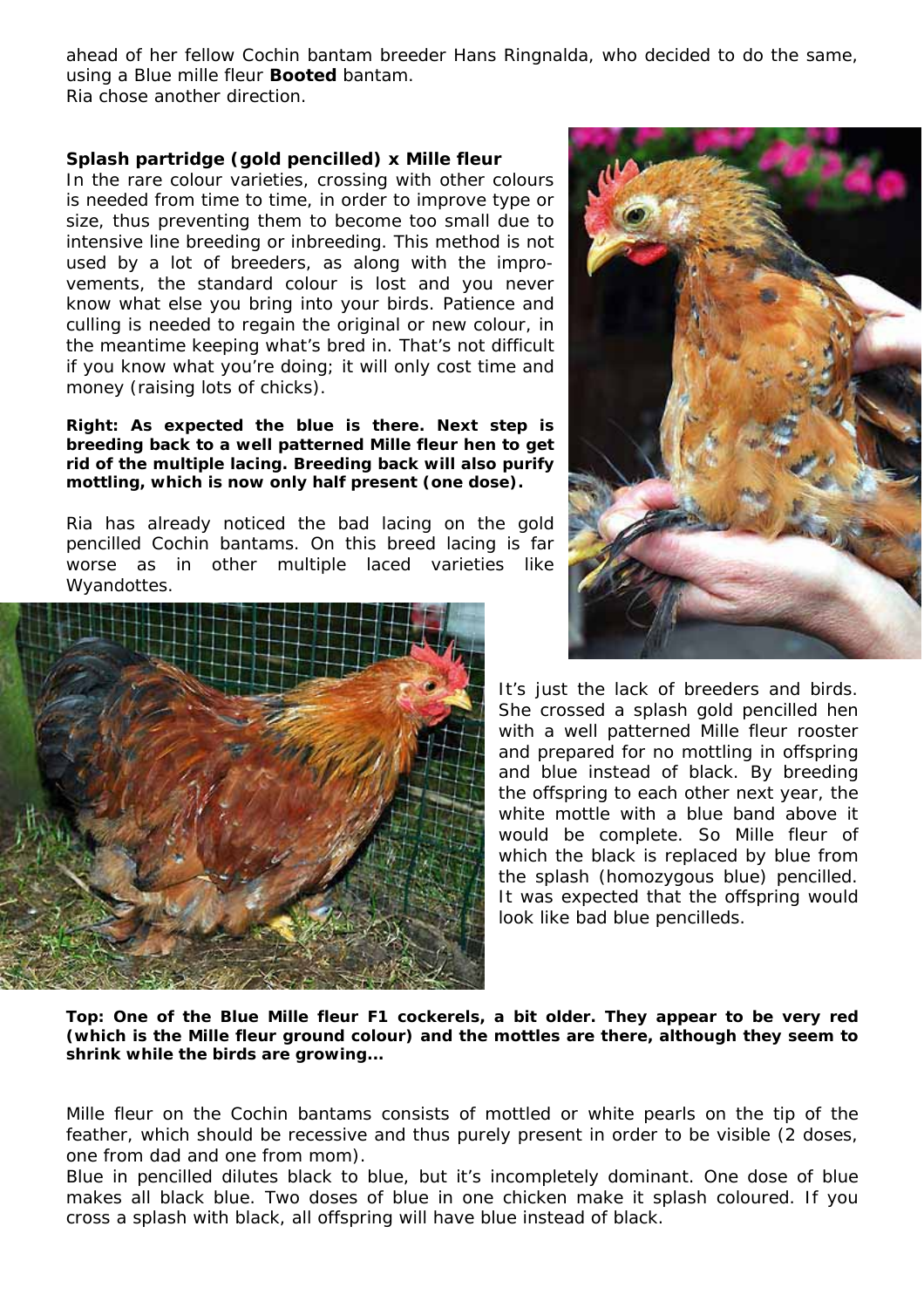ahead of her fellow Cochin bantam breeder Hans Ringnalda, who decided to do the same, using a Blue mille fleur **Booted** bantam.
Ria chose another direction.

### Splash partridge (gold pencilled) x Mille fleur

In the rare colour varieties, crossing with other colours is needed from time to time, in order to improve type or size, thus preventing them to become too small due to intensive line breeding or inbreeding. This method is not used by a lot of breeders, as along with the improvements, the standard colour is lost and you never know what else you bring into your birds. Patience and culling is needed to regain the original or new colour, in the meantime keeping what's bred in. That's not difficult if you know what you're doing; it will only cost time and money (raising lots of chicks).

**Right: As expected the blue is there. Next step is breeding back to a well patterned Mille fleur hen to get rid of the multiple lacing. Breeding back will also purify mottling, which is now only half present (one dose).**

Ria has already noticed the bad lacing on the gold pencilled Cochin bantams. On this breed lacing is far worse as in other multiple laced varieties like Wyandottes.

It's just the lack of breeders and birds. She crossed a splash gold pencilled hen with a well patterned Mille fleur rooster and prepared for no mottling in offspring and blue instead of black. By breeding the offspring to each other next year, the white mottle with a blue band above it would be complete. So Mille fleur of which the black is replaced by blue from the splash (homozygous blue) pencilled. It was expected that the offspring would look like bad blue pencilleds.

**Top: One of the Blue Mille fleur F1 cockerels, a bit older. They appear to be very red (which is the Mille fleur ground colour) and the mottles are there, although they seem to shrink while the birds are growing...**

Mille fleur on the Cochin bantams consists of mottled or white pearls on the tip of the feather, which should be recessive and thus purely present in order to be visible (2 doses, one from dad and one from mom).
Blue in pencilled dilutes black to blue, but it's incompletely dominant. One dose of blue makes all black blue. Two doses of blue in one chicken make it splash coloured. If you cross a splash with black, all offspring will have blue instead of black.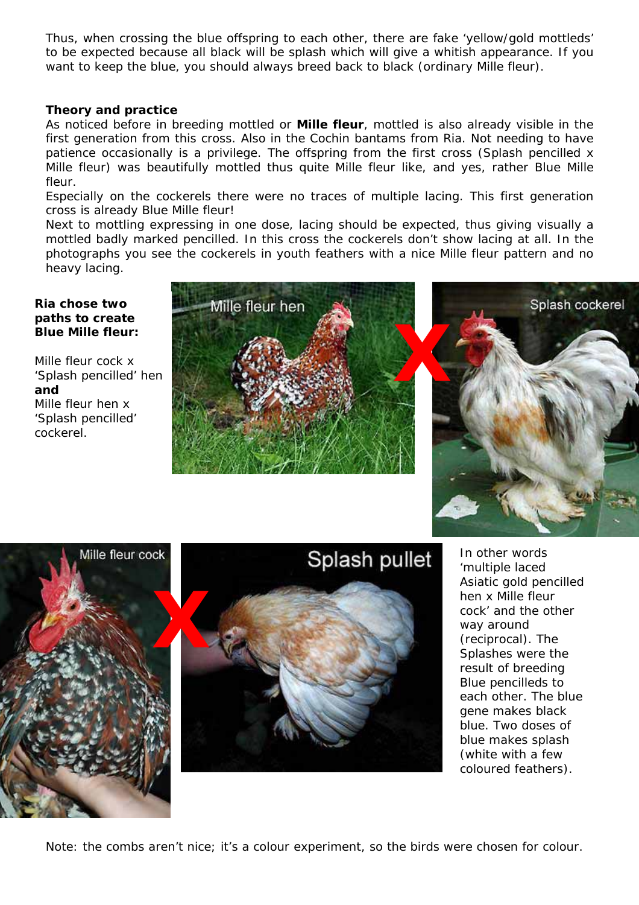Thus, when crossing the blue offspring to each other, there are fake ‘yellow/gold mottleds’ to be expected because all black will be splash which will give a whitish appearance. If you want to keep the blue, you should always breed back to black (ordinary Mille fleur).

**Theory and practice**

As noticed before in breeding mottled or **Mille fleur**, mottled is also already visible in the first generation from this cross. Also in the Cochin bantams from Ria. Not needing to have patience occasionally is a privilege. The offspring from the first cross (Splash pencilled x Mille fleur) was beautifully mottled thus quite Mille fleur like, and yes, rather Blue Mille fleur.

Especially on the cockerels there were no traces of multiple lacing. This first generation cross is already Blue Mille fleur!

Next to mottling expressing in one dose, lacing should be expected, thus giving visually a mottled badly marked pencilled. In this cross the cockerels don’t show lacing at all. In the photographs you see the cockerels in youth feathers with a nice Mille fleur pattern and no heavy lacing.

**Ria chose two paths to create Blue Mille fleur:**

Mille fleur cock x ‘Splash pencilled’ hen
**and**
Mille fleur hen x ‘Splash pencilled’ cockerel.

In other words ‘multiple laced Asiatic gold pencilled hen x Mille fleur cock’ and the other way around (reciprocal). The Splashes were the result of breeding Blue pencilleds to each other. The blue gene makes black blue. Two doses of blue makes splash (white with a few coloured feathers).

Note: the combs aren’t nice; it’s a colour experiment, so the birds were chosen for colour.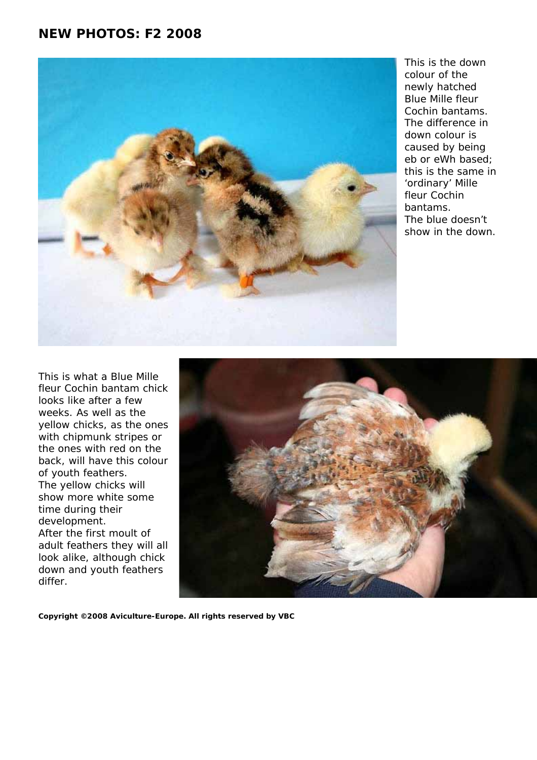## NEW PHOTOS: F2 2008

This is the down colour of the newly hatched Blue Mille fleur Cochin bantams. The difference in down colour is caused by being eb or eWh based; this is the same in 'ordinary' Mille fleur Cochin bantams. The blue doesn't show in the down.

This is what a Blue Mille fleur Cochin bantam chick looks like after a few weeks. As well as the yellow chicks, as the ones with chipmunk stripes or the ones with red on the back, will have this colour of youth feathers. The yellow chicks will show more white some time during their development. After the first moult of adult feathers they will all look alike, although chick down and youth feathers differ.

**Copyright ©2008 Aviculture-Europe. All rights reserved by VBC**